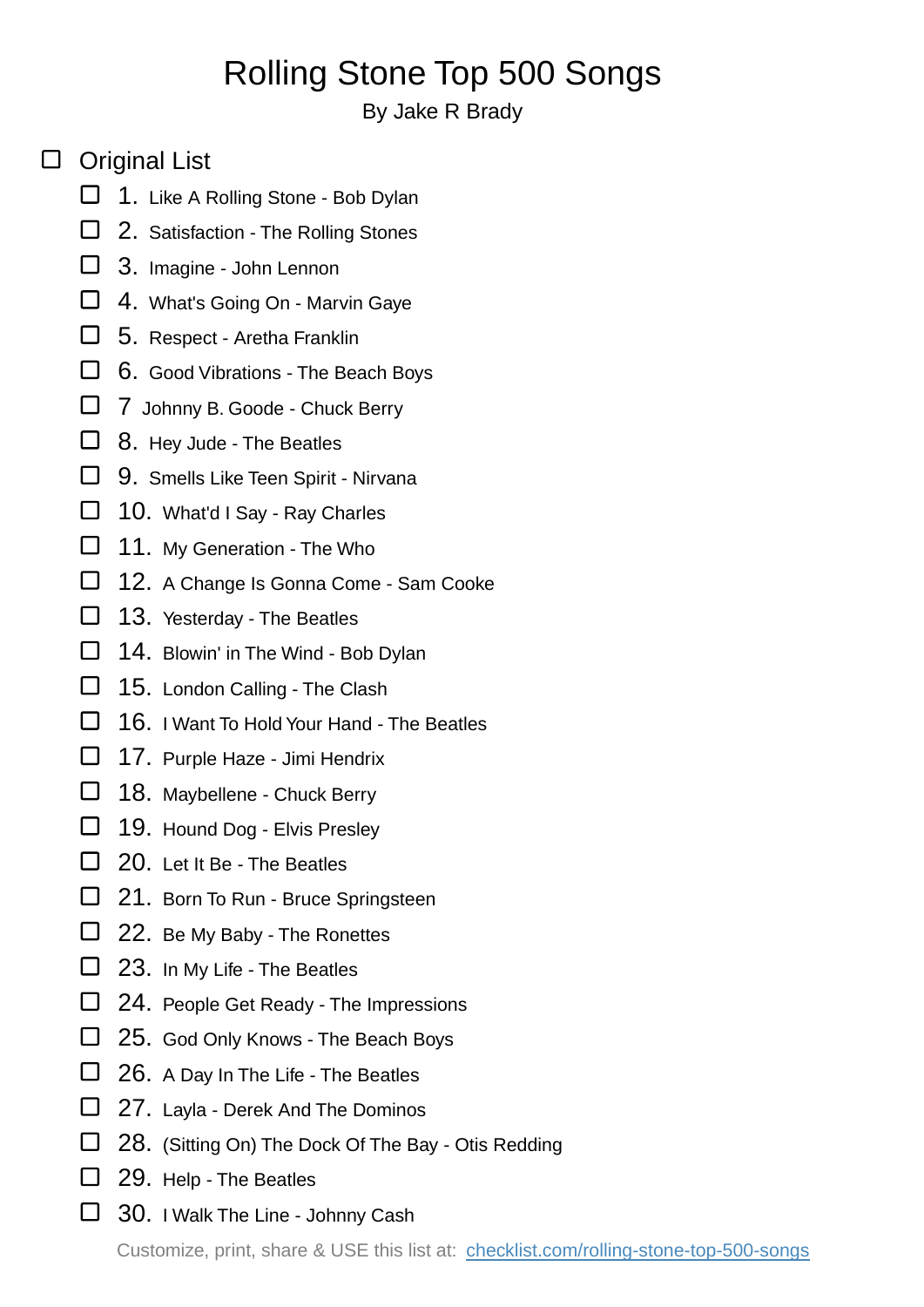# Rolling Stone Top 500 Songs

By Jake R Brady

- [ ] Original List
  - [ ] 1. Like A Rolling Stone - Bob Dylan
  - [ ] 2. Satisfaction - The Rolling Stones
  - [ ] 3. Imagine - John Lennon
  - [ ] 4. What's Going On - Marvin Gaye
  - [ ] 5. Respect - Aretha Franklin
  - [ ] 6. Good Vibrations - The Beach Boys
  - [ ] 7 Johnny B. Goode - Chuck Berry
  - [ ] 8. Hey Jude - The Beatles
  - [ ] 9. Smells Like Teen Spirit - Nirvana
  - [ ] 10. What'd I Say - Ray Charles
  - [ ] 11. My Generation - The Who
  - [ ] 12. A Change Is Gonna Come - Sam Cooke
  - [ ] 13. Yesterday - The Beatles
  - [ ] 14. Blowin' in The Wind - Bob Dylan
  - [ ] 15. London Calling - The Clash
  - [ ] 16. I Want To Hold Your Hand - The Beatles
  - [ ] 17. Purple Haze - Jimi Hendrix
  - [ ] 18. Maybellene - Chuck Berry
  - [ ] 19. Hound Dog - Elvis Presley
  - [ ] 20. Let It Be - The Beatles
  - [ ] 21. Born To Run - Bruce Springsteen
  - [ ] 22. Be My Baby - The Ronettes
  - [ ] 23. In My Life - The Beatles
  - [ ] 24. People Get Ready - The Impressions
  - [ ] 25. God Only Knows - The Beach Boys
  - [ ] 26. A Day In The Life - The Beatles
  - [ ] 27. Layla - Derek And The Dominos
  - [ ] 28. (Sitting On) The Dock Of The Bay - Otis Redding
  - [ ] 29. Help - The Beatles
  - [ ] 30. I Walk The Line - Johnny Cash

Customize, print, share & USE this list at: [checklist.com/rolling-stone-top-500-songs](https://checklist.com/rolling-stone-top-500-songs)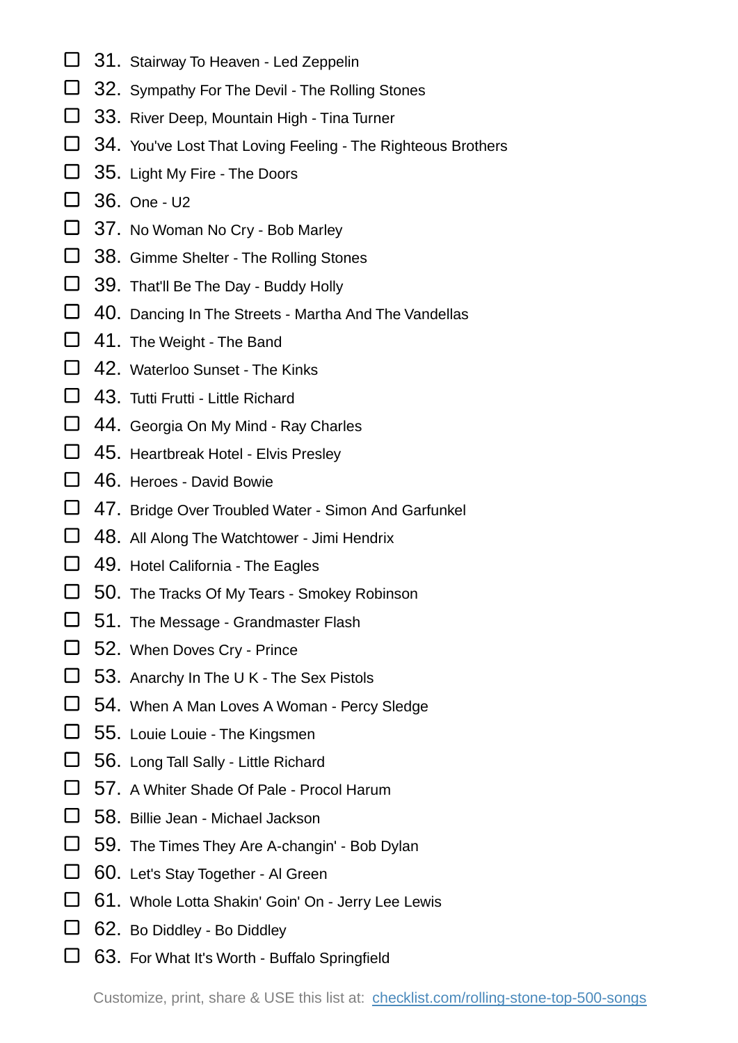- ☐ 31. Stairway To Heaven - Led Zeppelin
- ☐ 32. Sympathy For The Devil - The Rolling Stones
- ☐ 33. River Deep, Mountain High - Tina Turner
- ☐ 34. You've Lost That Loving Feeling - The Righteous Brothers
- ☐ 35. Light My Fire - The Doors
- ☐ 36. One - U2
- ☐ 37. No Woman No Cry - Bob Marley
- ☐ 38. Gimme Shelter - The Rolling Stones
- ☐ 39. That'll Be The Day - Buddy Holly
- ☐ 40. Dancing In The Streets - Martha And The Vandellas
- ☐ 41. The Weight - The Band
- ☐ 42. Waterloo Sunset - The Kinks
- ☐ 43. Tutti Frutti - Little Richard
- ☐ 44. Georgia On My Mind - Ray Charles
- ☐ 45. Heartbreak Hotel - Elvis Presley
- ☐ 46. Heroes - David Bowie
- ☐ 47. Bridge Over Troubled Water - Simon And Garfunkel
- ☐ 48. All Along The Watchtower - Jimi Hendrix
- ☐ 49. Hotel California - The Eagles
- ☐ 50. The Tracks Of My Tears - Smokey Robinson
- ☐ 51. The Message - Grandmaster Flash
- ☐ 52. When Doves Cry - Prince
- ☐ 53. Anarchy In The U K - The Sex Pistols
- ☐ 54. When A Man Loves A Woman - Percy Sledge
- ☐ 55. Louie Louie - The Kingsmen
- ☐ 56. Long Tall Sally - Little Richard
- ☐ 57. A Whiter Shade Of Pale - Procol Harum
- ☐ 58. Billie Jean - Michael Jackson
- ☐ 59. The Times They Are A-changin' - Bob Dylan
- ☐ 60. Let's Stay Together - Al Green
- ☐ 61. Whole Lotta Shakin' Goin' On - Jerry Lee Lewis
- ☐ 62. Bo Diddley - Bo Diddley
- ☐ 63. For What It's Worth - Buffalo Springfield

Customize, print, share & USE this list at: [checklist.com/rolling-stone-top-500-songs](https://checklist.com/rolling-stone-top-500-songs)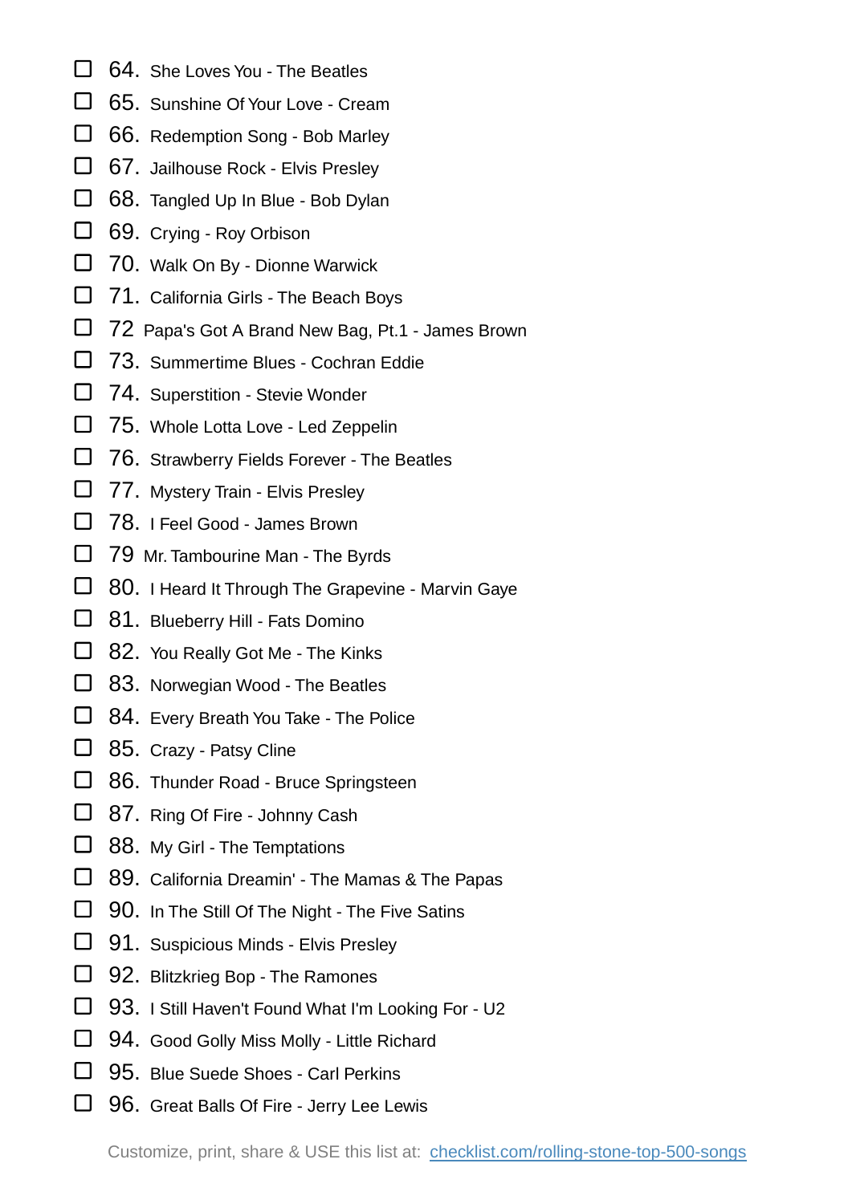- ☐ 64. She Loves You - The Beatles
- ☐ 65. Sunshine Of Your Love - Cream
- ☐ 66. Redemption Song - Bob Marley
- ☐ 67. Jailhouse Rock - Elvis Presley
- ☐ 68. Tangled Up In Blue - Bob Dylan
- ☐ 69. Crying - Roy Orbison
- ☐ 70. Walk On By - Dionne Warwick
- ☐ 71. California Girls - The Beach Boys
- ☐ 72 Papa's Got A Brand New Bag, Pt.1 - James Brown
- ☐ 73. Summertime Blues - Cochran Eddie
- ☐ 74. Superstition - Stevie Wonder
- ☐ 75. Whole Lotta Love - Led Zeppelin
- ☐ 76. Strawberry Fields Forever - The Beatles
- ☐ 77. Mystery Train - Elvis Presley
- ☐ 78. I Feel Good - James Brown
- ☐ 79 Mr. Tambourine Man - The Byrds
- ☐ 80. I Heard It Through The Grapevine - Marvin Gaye
- ☐ 81. Blueberry Hill - Fats Domino
- ☐ 82. You Really Got Me - The Kinks
- ☐ 83. Norwegian Wood - The Beatles
- ☐ 84. Every Breath You Take - The Police
- ☐ 85. Crazy - Patsy Cline
- ☐ 86. Thunder Road - Bruce Springsteen
- ☐ 87. Ring Of Fire - Johnny Cash
- ☐ 88. My Girl - The Temptations
- ☐ 89. California Dreamin' - The Mamas & The Papas
- ☐ 90. In The Still Of The Night - The Five Satins
- ☐ 91. Suspicious Minds - Elvis Presley
- ☐ 92. Blitzkrieg Bop - The Ramones
- ☐ 93. I Still Haven't Found What I'm Looking For - U2
- ☐ 94. Good Golly Miss Molly - Little Richard
- ☐ 95. Blue Suede Shoes - Carl Perkins
- ☐ 96. Great Balls Of Fire - Jerry Lee Lewis

Customize, print, share & USE this list at: [checklist.com/rolling-stone-top-500-songs](https://checklist.com/rolling-stone-top-500-songs)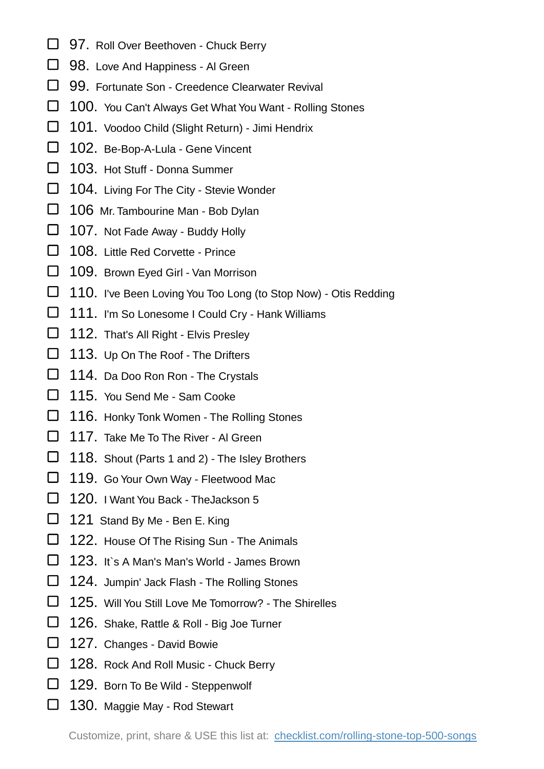- ☐ 97. Roll Over Beethoven - Chuck Berry
- ☐ 98. Love And Happiness - Al Green
- ☐ 99. Fortunate Son - Creedence Clearwater Revival
- ☐ 100. You Can't Always Get What You Want - Rolling Stones
- ☐ 101. Voodoo Child (Slight Return) - Jimi Hendrix
- ☐ 102. Be-Bop-A-Lula - Gene Vincent
- ☐ 103. Hot Stuff - Donna Summer
- ☐ 104. Living For The City - Stevie Wonder
- ☐ 106 Mr. Tambourine Man - Bob Dylan
- ☐ 107. Not Fade Away - Buddy Holly
- ☐ 108. Little Red Corvette - Prince
- ☐ 109. Brown Eyed Girl - Van Morrison
- ☐ 110. I've Been Loving You Too Long (to Stop Now) - Otis Redding
- ☐ 111. I'm So Lonesome I Could Cry - Hank Williams
- ☐ 112. That's All Right - Elvis Presley
- ☐ 113. Up On The Roof - The Drifters
- ☐ 114. Da Doo Ron Ron - The Crystals
- ☐ 115. You Send Me - Sam Cooke
- ☐ 116. Honky Tonk Women - The Rolling Stones
- ☐ 117. Take Me To The River - Al Green
- ☐ 118. Shout (Parts 1 and 2) - The Isley Brothers
- ☐ 119. Go Your Own Way - Fleetwood Mac
- ☐ 120. I Want You Back - TheJackson 5
- ☐ 121 Stand By Me - Ben E. King
- ☐ 122. House Of The Rising Sun - The Animals
- ☐ 123. It`s A Man's Man's World - James Brown
- ☐ 124. Jumpin' Jack Flash - The Rolling Stones
- ☐ 125. Will You Still Love Me Tomorrow? - The Shirelles
- ☐ 126. Shake, Rattle & Roll - Big Joe Turner
- ☐ 127. Changes - David Bowie
- ☐ 128. Rock And Roll Music - Chuck Berry
- ☐ 129. Born To Be Wild - Steppenwolf
- ☐ 130. Maggie May - Rod Stewart

Customize, print, share & USE this list at: [checklist.com/rolling-stone-top-500-songs](checklist.com/rolling-stone-top-500-songs)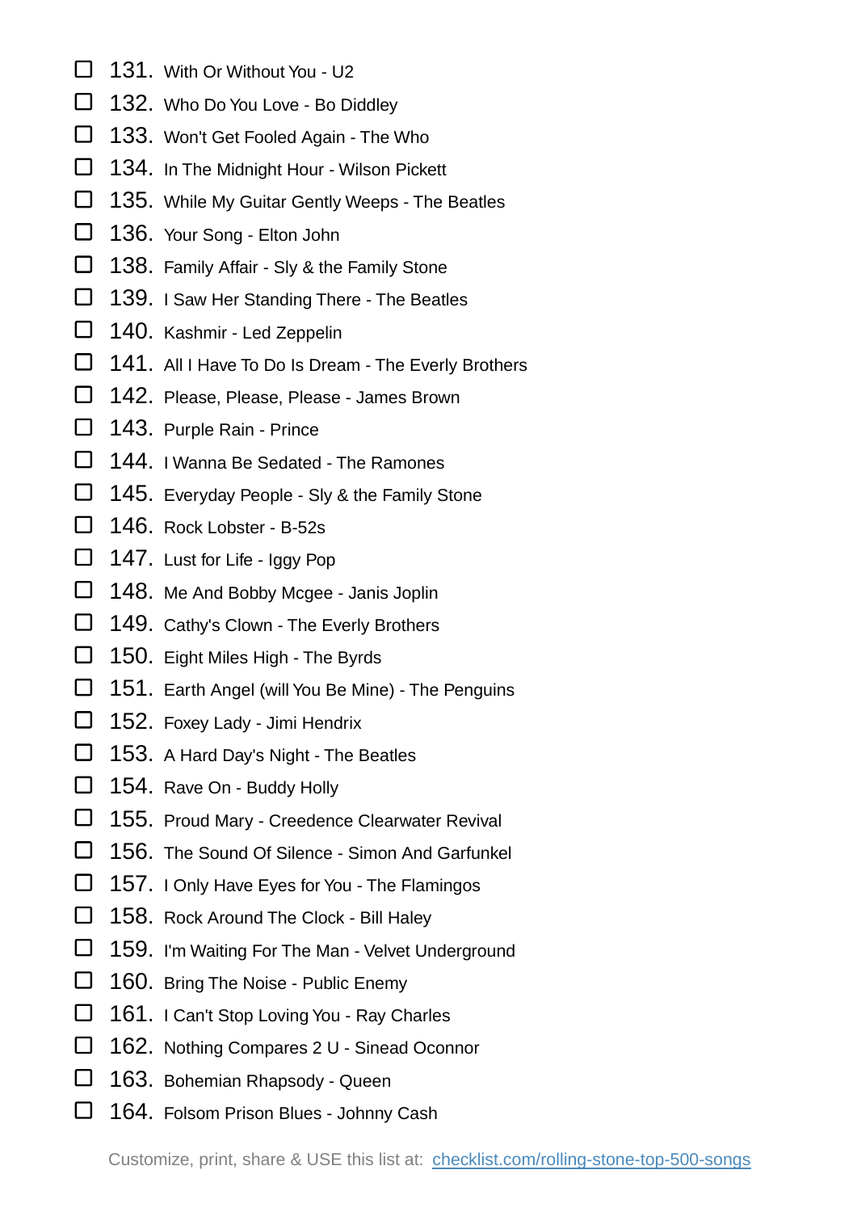- ☐ 131. With Or Without You - U2
- ☐ 132. Who Do You Love - Bo Diddley
- ☐ 133. Won't Get Fooled Again - The Who
- ☐ 134. In The Midnight Hour - Wilson Pickett
- ☐ 135. While My Guitar Gently Weeps - The Beatles
- ☐ 136. Your Song - Elton John
- ☐ 138. Family Affair - Sly & the Family Stone
- ☐ 139. I Saw Her Standing There - The Beatles
- ☐ 140. Kashmir - Led Zeppelin
- ☐ 141. All I Have To Do Is Dream - The Everly Brothers
- ☐ 142. Please, Please, Please - James Brown
- ☐ 143. Purple Rain - Prince
- ☐ 144. I Wanna Be Sedated - The Ramones
- ☐ 145. Everyday People - Sly & the Family Stone
- ☐ 146. Rock Lobster - B-52s
- ☐ 147. Lust for Life - Iggy Pop
- ☐ 148. Me And Bobby Mcgee - Janis Joplin
- ☐ 149. Cathy's Clown - The Everly Brothers
- ☐ 150. Eight Miles High - The Byrds
- ☐ 151. Earth Angel (will You Be Mine) - The Penguins
- ☐ 152. Foxey Lady - Jimi Hendrix
- ☐ 153. A Hard Day's Night - The Beatles
- ☐ 154. Rave On - Buddy Holly
- ☐ 155. Proud Mary - Creedence Clearwater Revival
- ☐ 156. The Sound Of Silence - Simon And Garfunkel
- ☐ 157. I Only Have Eyes for You - The Flamingos
- ☐ 158. Rock Around The Clock - Bill Haley
- ☐ 159. I'm Waiting For The Man - Velvet Underground
- ☐ 160. Bring The Noise - Public Enemy
- ☐ 161. I Can't Stop Loving You - Ray Charles
- ☐ 162. Nothing Compares 2 U - Sinead Oconnor
- ☐ 163. Bohemian Rhapsody - Queen
- ☐ 164. Folsom Prison Blues - Johnny Cash

Customize, print, share & USE this list at: [checklist.com/rolling-stone-top-500-songs](checklist.com/rolling-stone-top-500-songs)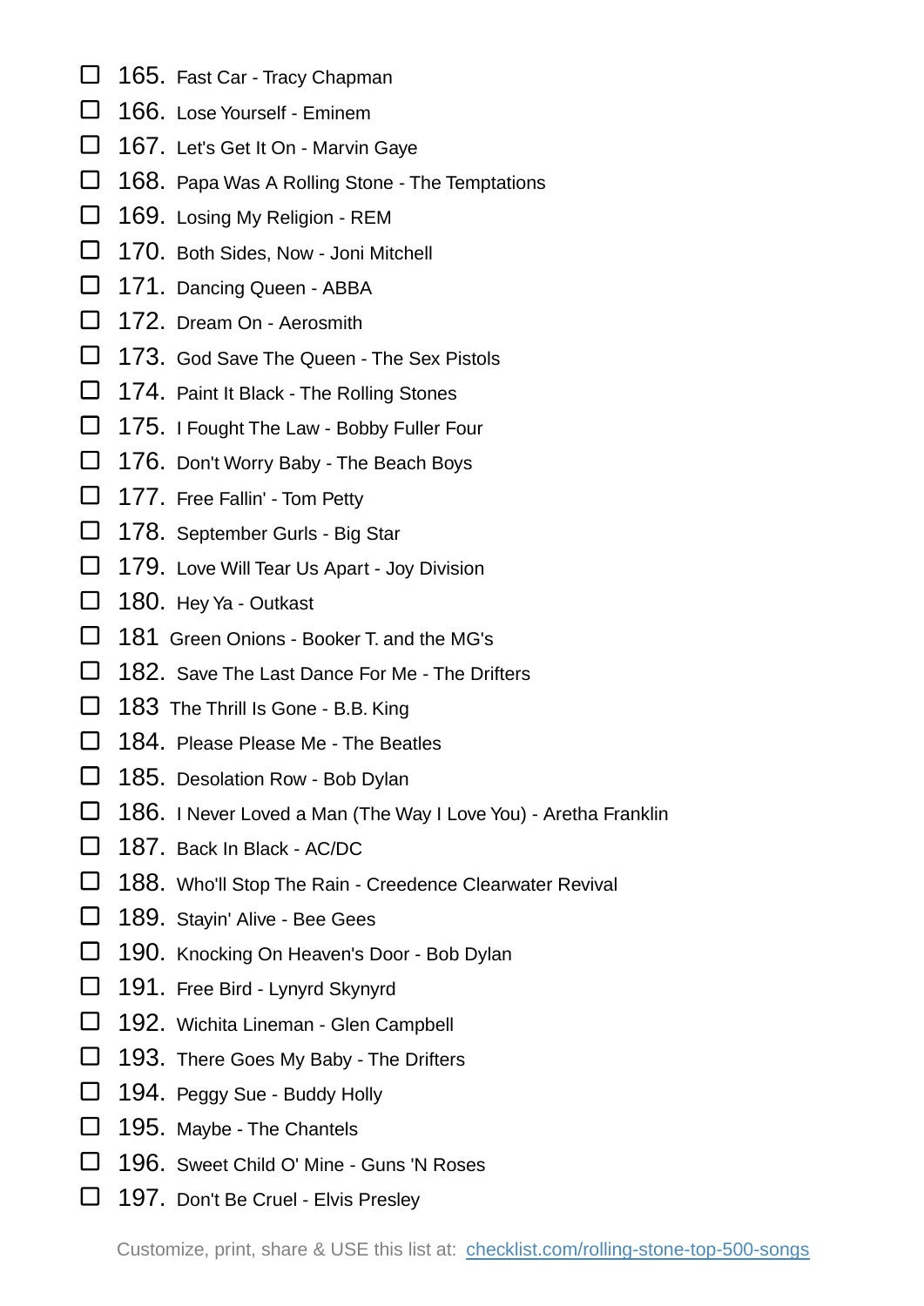- [ ] 165. Fast Car - Tracy Chapman
- [ ] 166. Lose Yourself - Eminem
- [ ] 167. Let's Get It On - Marvin Gaye
- [ ] 168. Papa Was A Rolling Stone - The Temptations
- [ ] 169. Losing My Religion - REM
- [ ] 170. Both Sides, Now - Joni Mitchell
- [ ] 171. Dancing Queen - ABBA
- [ ] 172. Dream On - Aerosmith
- [ ] 173. God Save The Queen - The Sex Pistols
- [ ] 174. Paint It Black - The Rolling Stones
- [ ] 175. I Fought The Law - Bobby Fuller Four
- [ ] 176. Don't Worry Baby - The Beach Boys
- [ ] 177. Free Fallin' - Tom Petty
- [ ] 178. September Gurls - Big Star
- [ ] 179. Love Will Tear Us Apart - Joy Division
- [ ] 180. Hey Ya - Outkast
- [ ] 181 Green Onions - Booker T. and the MG's
- [ ] 182. Save The Last Dance For Me - The Drifters
- [ ] 183 The Thrill Is Gone - B.B. King
- [ ] 184. Please Please Me - The Beatles
- [ ] 185. Desolation Row - Bob Dylan
- [ ] 186. I Never Loved a Man (The Way I Love You) - Aretha Franklin
- [ ] 187. Back In Black - AC/DC
- [ ] 188. Who'll Stop The Rain - Creedence Clearwater Revival
- [ ] 189. Stayin' Alive - Bee Gees
- [ ] 190. Knocking On Heaven's Door - Bob Dylan
- [ ] 191. Free Bird - Lynyrd Skynyrd
- [ ] 192. Wichita Lineman - Glen Campbell
- [ ] 193. There Goes My Baby - The Drifters
- [ ] 194. Peggy Sue - Buddy Holly
- [ ] 195. Maybe - The Chantels
- [ ] 196. Sweet Child O' Mine - Guns 'N Roses
- [ ] 197. Don't Be Cruel - Elvis Presley

Customize, print, share & USE this list at: [checklist.com/rolling-stone-top-500-songs](checklist.com/rolling-stone-top-500-songs)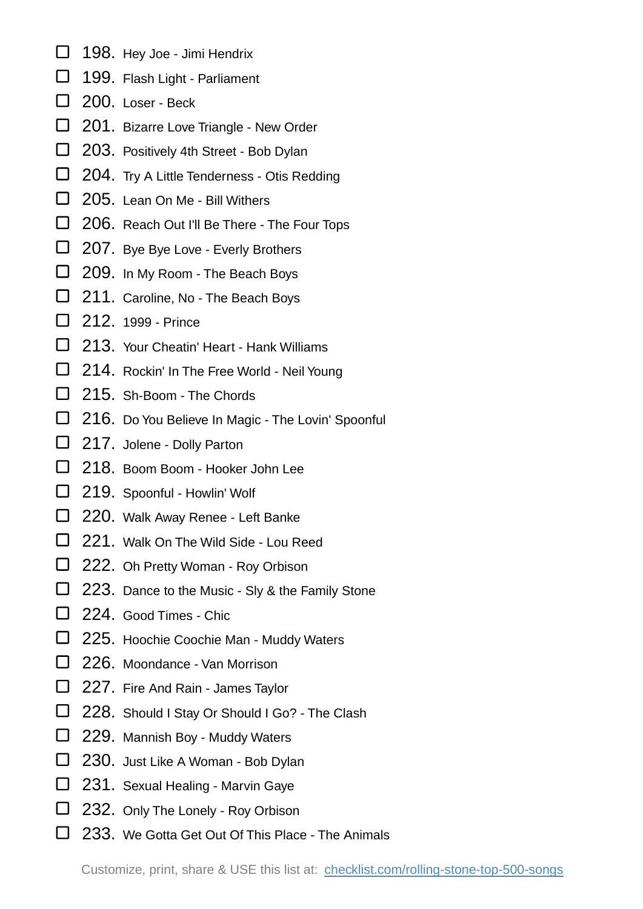- ☐ 198. Hey Joe - Jimi Hendrix
- ☐ 199. Flash Light - Parliament
- ☐ 200. Loser - Beck
- ☐ 201. Bizarre Love Triangle - New Order
- ☐ 203. Positively 4th Street - Bob Dylan
- ☐ 204. Try A Little Tenderness - Otis Redding
- ☐ 205. Lean On Me - Bill Withers
- ☐ 206. Reach Out I'll Be There - The Four Tops
- ☐ 207. Bye Bye Love - Everly Brothers
- ☐ 209. In My Room - The Beach Boys
- ☐ 211. Caroline, No - The Beach Boys
- ☐ 212. 1999 - Prince
- ☐ 213. Your Cheatin' Heart - Hank Williams
- ☐ 214. Rockin' In The Free World - Neil Young
- ☐ 215. Sh-Boom - The Chords
- ☐ 216. Do You Believe In Magic - The Lovin' Spoonful
- ☐ 217. Jolene - Dolly Parton
- ☐ 218. Boom Boom - Hooker John Lee
- ☐ 219. Spoonful - Howlin' Wolf
- ☐ 220. Walk Away Renee - Left Banke
- ☐ 221. Walk On The Wild Side - Lou Reed
- ☐ 222. Oh Pretty Woman - Roy Orbison
- ☐ 223. Dance to the Music - Sly & the Family Stone
- ☐ 224. Good Times - Chic
- ☐ 225. Hoochie Coochie Man - Muddy Waters
- ☐ 226. Moondance - Van Morrison
- ☐ 227. Fire And Rain - James Taylor
- ☐ 228. Should I Stay Or Should I Go? - The Clash
- ☐ 229. Mannish Boy - Muddy Waters
- ☐ 230. Just Like A Woman - Bob Dylan
- ☐ 231. Sexual Healing - Marvin Gaye
- ☐ 232. Only The Lonely - Roy Orbison
- ☐ 233. We Gotta Get Out Of This Place - The Animals

Customize, print, share & USE this list at: [checklist.com/rolling-stone-top-500-songs](checklist.com/rolling-stone-top-500-songs)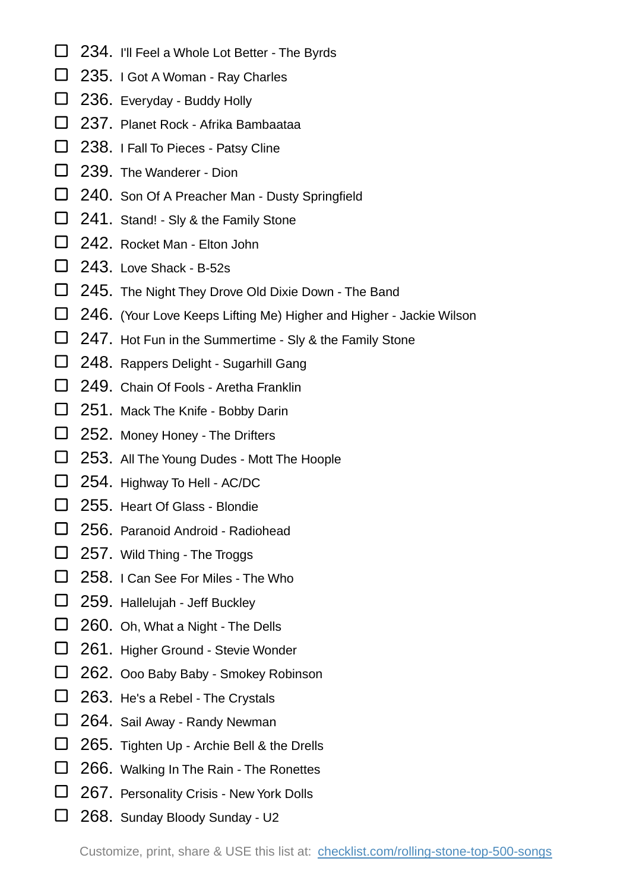- [ ] 234. I'll Feel a Whole Lot Better - The Byrds
- [ ] 235. I Got A Woman - Ray Charles
- [ ] 236. Everyday - Buddy Holly
- [ ] 237. Planet Rock - Afrika Bambaataa
- [ ] 238. I Fall To Pieces - Patsy Cline
- [ ] 239. The Wanderer - Dion
- [ ] 240. Son Of A Preacher Man - Dusty Springfield
- [ ] 241. Stand! - Sly & the Family Stone
- [ ] 242. Rocket Man - Elton John
- [ ] 243. Love Shack - B-52s
- [ ] 245. The Night They Drove Old Dixie Down - The Band
- [ ] 246. (Your Love Keeps Lifting Me) Higher and Higher - Jackie Wilson
- [ ] 247. Hot Fun in the Summertime - Sly & the Family Stone
- [ ] 248. Rappers Delight - Sugarhill Gang
- [ ] 249. Chain Of Fools - Aretha Franklin
- [ ] 251. Mack The Knife - Bobby Darin
- [ ] 252. Money Honey - The Drifters
- [ ] 253. All The Young Dudes - Mott The Hoople
- [ ] 254. Highway To Hell - AC/DC
- [ ] 255. Heart Of Glass - Blondie
- [ ] 256. Paranoid Android - Radiohead
- [ ] 257. Wild Thing - The Troggs
- [ ] 258. I Can See For Miles - The Who
- [ ] 259. Hallelujah - Jeff Buckley
- [ ] 260. Oh, What a Night - The Dells
- [ ] 261. Higher Ground - Stevie Wonder
- [ ] 262. Ooo Baby Baby - Smokey Robinson
- [ ] 263. He's a Rebel - The Crystals
- [ ] 264. Sail Away - Randy Newman
- [ ] 265. Tighten Up - Archie Bell & the Drells
- [ ] 266. Walking In The Rain - The Ronettes
- [ ] 267. Personality Crisis - New York Dolls
- [ ] 268. Sunday Bloody Sunday - U2

Customize, print, share & USE this list at: [checklist.com/rolling-stone-top-500-songs](checklist.com/rolling-stone-top-500-songs)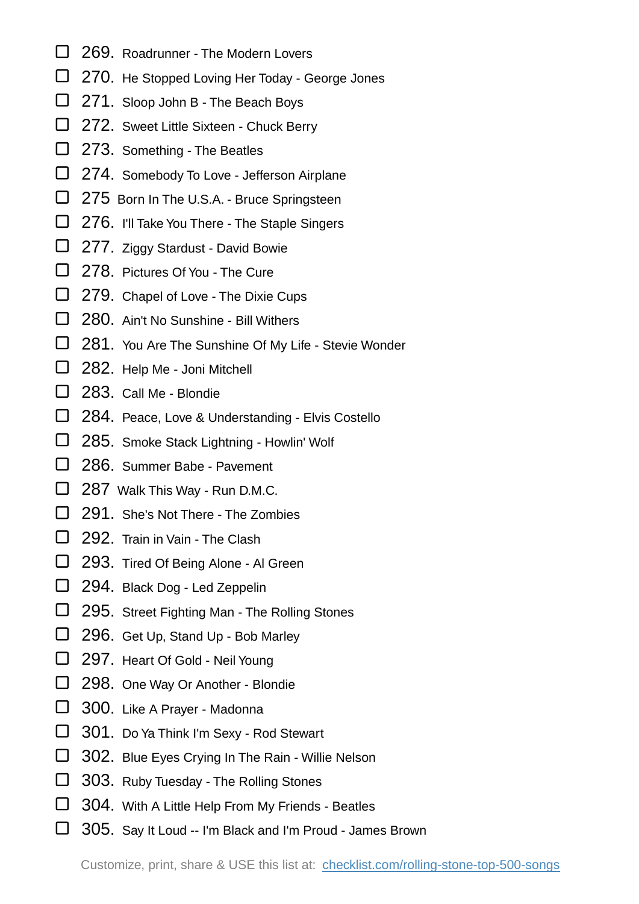- [ ] 269. Roadrunner - The Modern Lovers
- [ ] 270. He Stopped Loving Her Today - George Jones
- [ ] 271. Sloop John B - The Beach Boys
- [ ] 272. Sweet Little Sixteen - Chuck Berry
- [ ] 273. Something - The Beatles
- [ ] 274. Somebody To Love - Jefferson Airplane
- [ ] 275 Born In The U.S.A. - Bruce Springsteen
- [ ] 276. I'll Take You There - The Staple Singers
- [ ] 277. Ziggy Stardust - David Bowie
- [ ] 278. Pictures Of You - The Cure
- [ ] 279. Chapel of Love - The Dixie Cups
- [ ] 280. Ain't No Sunshine - Bill Withers
- [ ] 281. You Are The Sunshine Of My Life - Stevie Wonder
- [ ] 282. Help Me - Joni Mitchell
- [ ] 283. Call Me - Blondie
- [ ] 284. Peace, Love & Understanding - Elvis Costello
- [ ] 285. Smoke Stack Lightning - Howlin' Wolf
- [ ] 286. Summer Babe - Pavement
- [ ] 287 Walk This Way - Run D.M.C.
- [ ] 291. She's Not There - The Zombies
- [ ] 292. Train in Vain - The Clash
- [ ] 293. Tired Of Being Alone - Al Green
- [ ] 294. Black Dog - Led Zeppelin
- [ ] 295. Street Fighting Man - The Rolling Stones
- [ ] 296. Get Up, Stand Up - Bob Marley
- [ ] 297. Heart Of Gold - Neil Young
- [ ] 298. One Way Or Another - Blondie
- [ ] 300. Like A Prayer - Madonna
- [ ] 301. Do Ya Think I'm Sexy - Rod Stewart
- [ ] 302. Blue Eyes Crying In The Rain - Willie Nelson
- [ ] 303. Ruby Tuesday - The Rolling Stones
- [ ] 304. With A Little Help From My Friends - Beatles
- [ ] 305. Say It Loud -- I'm Black and I'm Proud - James Brown

Customize, print, share & USE this list at: [checklist.com/rolling-stone-top-500-songs](checklist.com/rolling-stone-top-500-songs)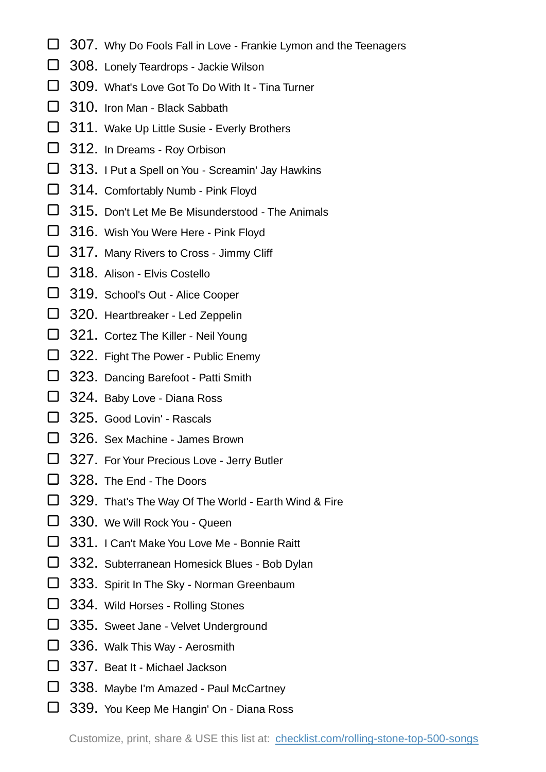- [ ] 307. Why Do Fools Fall in Love - Frankie Lymon and the Teenagers
- [ ] 308. Lonely Teardrops - Jackie Wilson
- [ ] 309. What's Love Got To Do With It - Tina Turner
- [ ] 310. Iron Man - Black Sabbath
- [ ] 311. Wake Up Little Susie - Everly Brothers
- [ ] 312. In Dreams - Roy Orbison
- [ ] 313. I Put a Spell on You - Screamin' Jay Hawkins
- [ ] 314. Comfortably Numb - Pink Floyd
- [ ] 315. Don't Let Me Be Misunderstood - The Animals
- [ ] 316. Wish You Were Here - Pink Floyd
- [ ] 317. Many Rivers to Cross - Jimmy Cliff
- [ ] 318. Alison - Elvis Costello
- [ ] 319. School's Out - Alice Cooper
- [ ] 320. Heartbreaker - Led Zeppelin
- [ ] 321. Cortez The Killer - Neil Young
- [ ] 322. Fight The Power - Public Enemy
- [ ] 323. Dancing Barefoot - Patti Smith
- [ ] 324. Baby Love - Diana Ross
- [ ] 325. Good Lovin' - Rascals
- [ ] 326. Sex Machine - James Brown
- [ ] 327. For Your Precious Love - Jerry Butler
- [ ] 328. The End - The Doors
- [ ] 329. That's The Way Of The World - Earth Wind & Fire
- [ ] 330. We Will Rock You - Queen
- [ ] 331. I Can't Make You Love Me - Bonnie Raitt
- [ ] 332. Subterranean Homesick Blues - Bob Dylan
- [ ] 333. Spirit In The Sky - Norman Greenbaum
- [ ] 334. Wild Horses - Rolling Stones
- [ ] 335. Sweet Jane - Velvet Underground
- [ ] 336. Walk This Way - Aerosmith
- [ ] 337. Beat It - Michael Jackson
- [ ] 338. Maybe I'm Amazed - Paul McCartney
- [ ] 339. You Keep Me Hangin' On - Diana Ross

Customize, print, share & USE this list at: [checklist.com/rolling-stone-top-500-songs](checklist.com/rolling-stone-top-500-songs)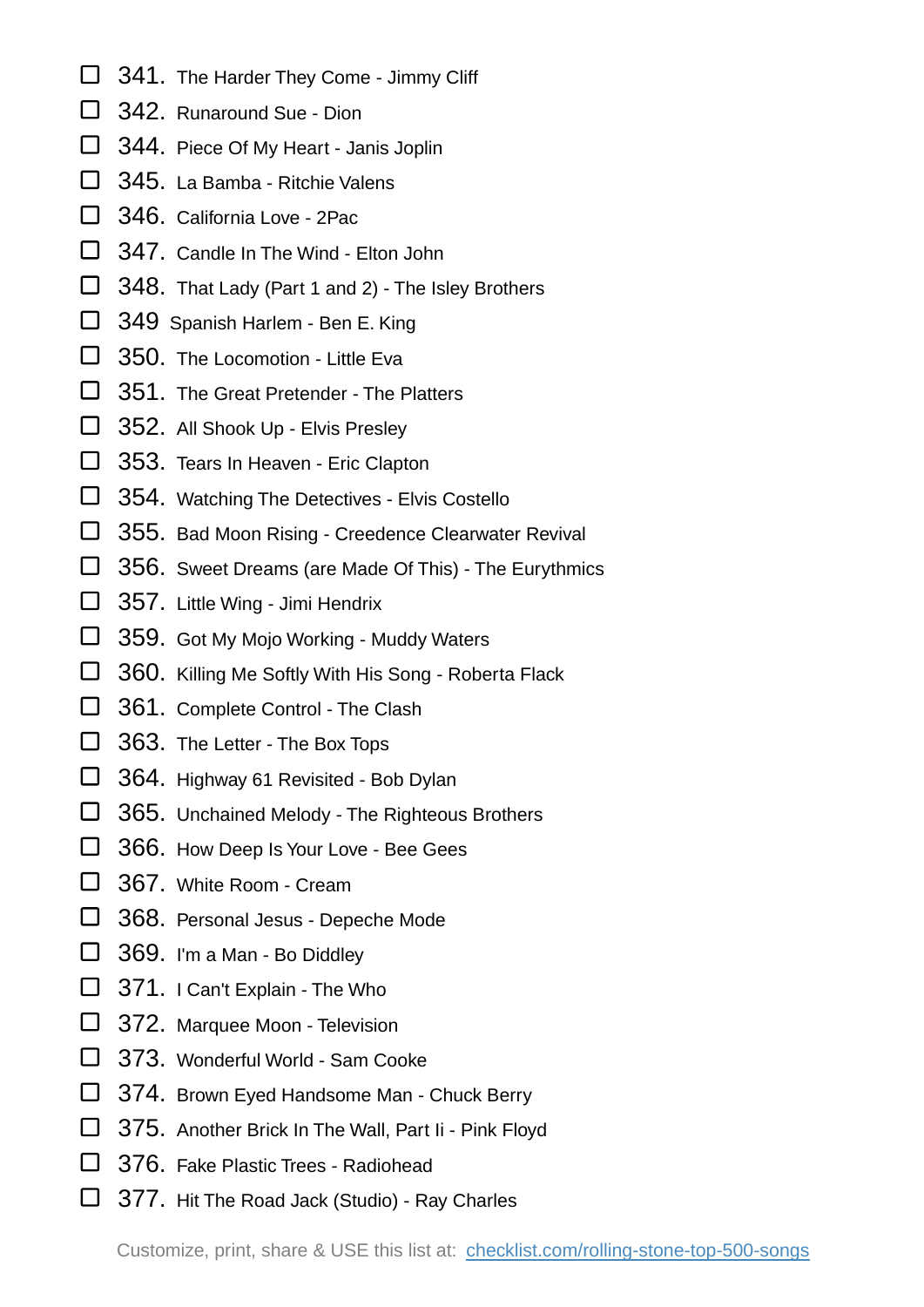- ☐ 341. The Harder They Come - Jimmy Cliff
- ☐ 342. Runaround Sue - Dion
- ☐ 344. Piece Of My Heart - Janis Joplin
- ☐ 345. La Bamba - Ritchie Valens
- ☐ 346. California Love - 2Pac
- ☐ 347. Candle In The Wind - Elton John
- ☐ 348. That Lady (Part 1 and 2) - The Isley Brothers
- ☐ 349 Spanish Harlem - Ben E. King
- ☐ 350. The Locomotion - Little Eva
- ☐ 351. The Great Pretender - The Platters
- ☐ 352. All Shook Up - Elvis Presley
- ☐ 353. Tears In Heaven - Eric Clapton
- ☐ 354. Watching The Detectives - Elvis Costello
- ☐ 355. Bad Moon Rising - Creedence Clearwater Revival
- ☐ 356. Sweet Dreams (are Made Of This) - The Eurythmics
- ☐ 357. Little Wing - Jimi Hendrix
- ☐ 359. Got My Mojo Working - Muddy Waters
- ☐ 360. Killing Me Softly With His Song - Roberta Flack
- ☐ 361. Complete Control - The Clash
- ☐ 363. The Letter - The Box Tops
- ☐ 364. Highway 61 Revisited - Bob Dylan
- ☐ 365. Unchained Melody - The Righteous Brothers
- ☐ 366. How Deep Is Your Love - Bee Gees
- ☐ 367. White Room - Cream
- ☐ 368. Personal Jesus - Depeche Mode
- ☐ 369. I'm a Man - Bo Diddley
- ☐ 371. I Can't Explain - The Who
- ☐ 372. Marquee Moon - Television
- ☐ 373. Wonderful World - Sam Cooke
- ☐ 374. Brown Eyed Handsome Man - Chuck Berry
- ☐ 375. Another Brick In The Wall, Part Ii - Pink Floyd
- ☐ 376. Fake Plastic Trees - Radiohead
- ☐ 377. Hit The Road Jack (Studio) - Ray Charles

Customize, print, share & USE this list at: [checklist.com/rolling-stone-top-500-songs](checklist.com/rolling-stone-top-500-songs)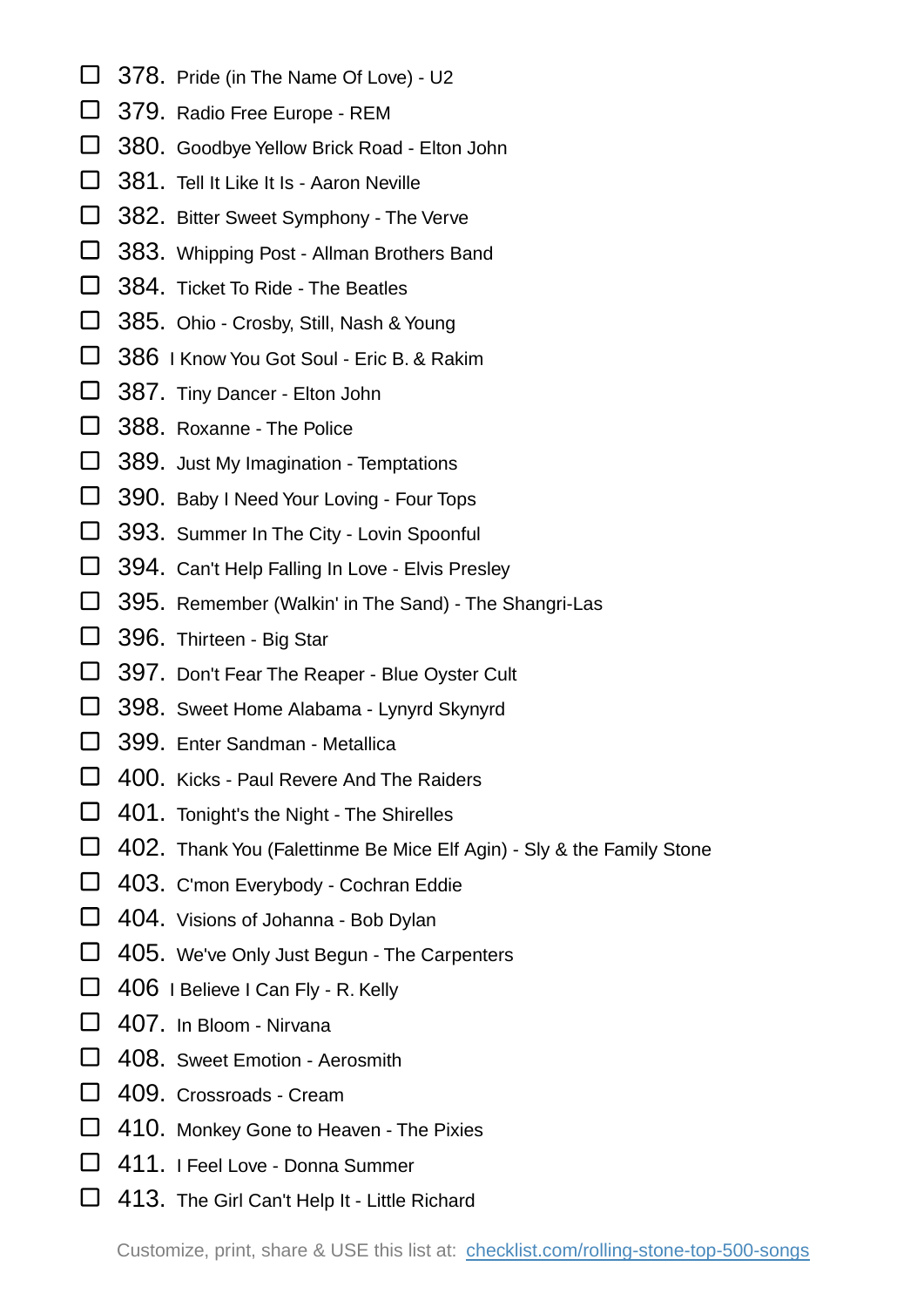- ☐ 378. Pride (in The Name Of Love) - U2
- ☐ 379. Radio Free Europe - REM
- ☐ 380. Goodbye Yellow Brick Road - Elton John
- ☐ 381. Tell It Like It Is - Aaron Neville
- ☐ 382. Bitter Sweet Symphony - The Verve
- ☐ 383. Whipping Post - Allman Brothers Band
- ☐ 384. Ticket To Ride - The Beatles
- ☐ 385. Ohio - Crosby, Still, Nash & Young
- ☐ 386 I Know You Got Soul - Eric B. & Rakim
- ☐ 387. Tiny Dancer - Elton John
- ☐ 388. Roxanne - The Police
- ☐ 389. Just My Imagination - Temptations
- ☐ 390. Baby I Need Your Loving - Four Tops
- ☐ 393. Summer In The City - Lovin Spoonful
- ☐ 394. Can't Help Falling In Love - Elvis Presley
- ☐ 395. Remember (Walkin' in The Sand) - The Shangri-Las
- ☐ 396. Thirteen - Big Star
- ☐ 397. Don't Fear The Reaper - Blue Oyster Cult
- ☐ 398. Sweet Home Alabama - Lynyrd Skynyrd
- ☐ 399. Enter Sandman - Metallica
- ☐ 400. Kicks - Paul Revere And The Raiders
- ☐ 401. Tonight's the Night - The Shirelles
- ☐ 402. Thank You (Falettinme Be Mice Elf Agin) - Sly & the Family Stone
- ☐ 403. C'mon Everybody - Cochran Eddie
- ☐ 404. Visions of Johanna - Bob Dylan
- ☐ 405. We've Only Just Begun - The Carpenters
- ☐ 406 I Believe I Can Fly - R. Kelly
- ☐ 407. In Bloom - Nirvana
- ☐ 408. Sweet Emotion - Aerosmith
- ☐ 409. Crossroads - Cream
- ☐ 410. Monkey Gone to Heaven - The Pixies
- ☐ 411. I Feel Love - Donna Summer
- ☐ 413. The Girl Can't Help It - Little Richard

Customize, print, share & USE this list at: [checklist.com/rolling-stone-top-500-songs](checklist.com/rolling-stone-top-500-songs)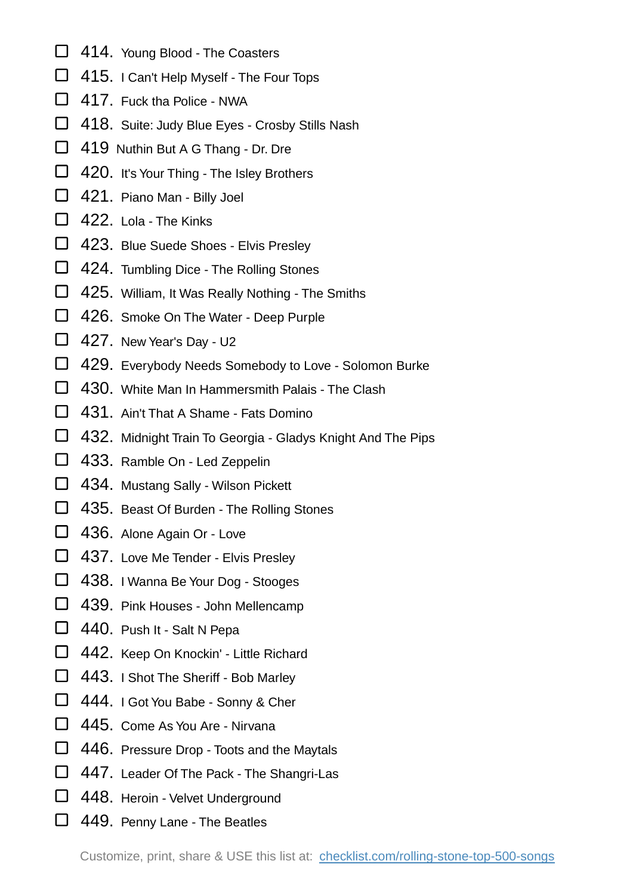- [ ] 414. Young Blood - The Coasters
- [ ] 415. I Can't Help Myself - The Four Tops
- [ ] 417. Fuck tha Police - NWA
- [ ] 418. Suite: Judy Blue Eyes - Crosby Stills Nash
- [ ] 419 Nuthin But A G Thang - Dr. Dre
- [ ] 420. It's Your Thing - The Isley Brothers
- [ ] 421. Piano Man - Billy Joel
- [ ] 422. Lola - The Kinks
- [ ] 423. Blue Suede Shoes - Elvis Presley
- [ ] 424. Tumbling Dice - The Rolling Stones
- [ ] 425. William, It Was Really Nothing - The Smiths
- [ ] 426. Smoke On The Water - Deep Purple
- [ ] 427. New Year's Day - U2
- [ ] 429. Everybody Needs Somebody to Love - Solomon Burke
- [ ] 430. White Man In Hammersmith Palais - The Clash
- [ ] 431. Ain't That A Shame - Fats Domino
- [ ] 432. Midnight Train To Georgia - Gladys Knight And The Pips
- [ ] 433. Ramble On - Led Zeppelin
- [ ] 434. Mustang Sally - Wilson Pickett
- [ ] 435. Beast Of Burden - The Rolling Stones
- [ ] 436. Alone Again Or - Love
- [ ] 437. Love Me Tender - Elvis Presley
- [ ] 438. I Wanna Be Your Dog - Stooges
- [ ] 439. Pink Houses - John Mellencamp
- [ ] 440. Push It - Salt N Pepa
- [ ] 442. Keep On Knockin' - Little Richard
- [ ] 443. I Shot The Sheriff - Bob Marley
- [ ] 444. I Got You Babe - Sonny & Cher
- [ ] 445. Come As You Are - Nirvana
- [ ] 446. Pressure Drop - Toots and the Maytals
- [ ] 447. Leader Of The Pack - The Shangri-Las
- [ ] 448. Heroin - Velvet Underground
- [ ] 449. Penny Lane - The Beatles

Customize, print, share & USE this list at: checklist.com/rolling-stone-top-500-songs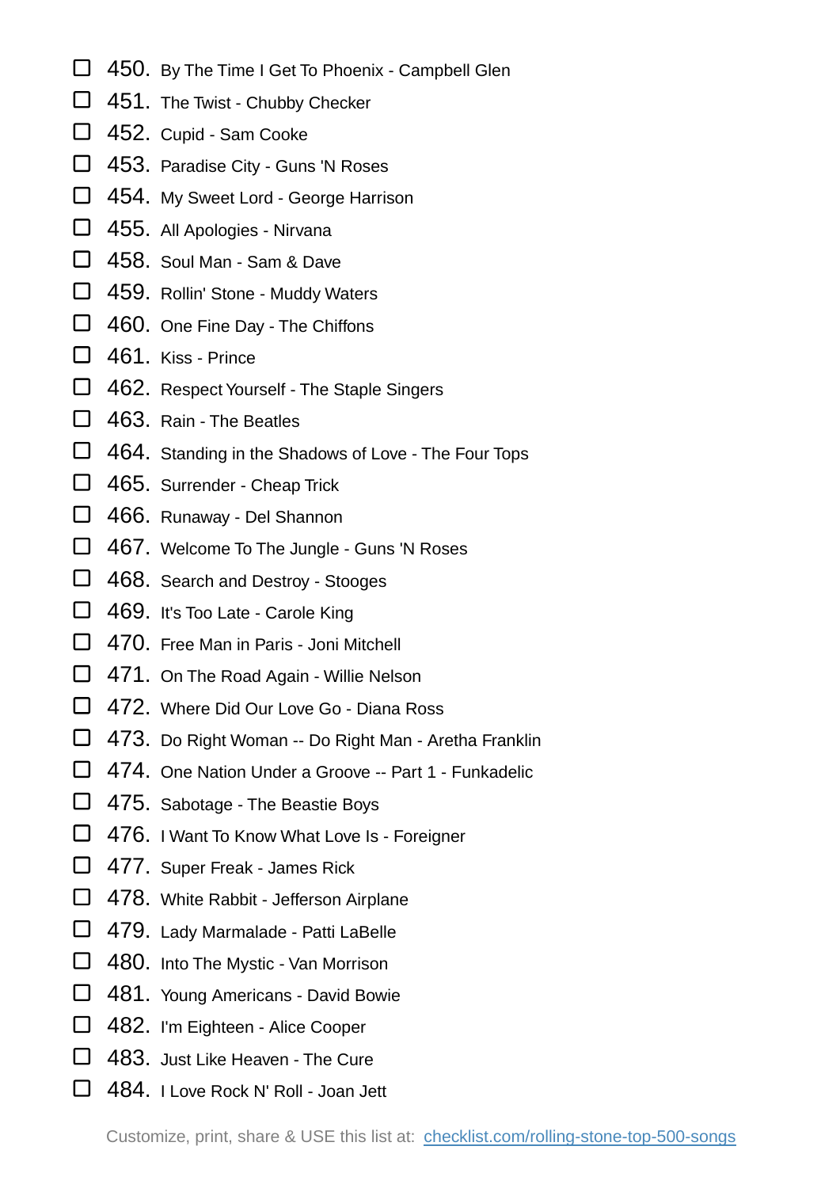- [ ] 450. By The Time I Get To Phoenix - Campbell Glen
- [ ] 451. The Twist - Chubby Checker
- [ ] 452. Cupid - Sam Cooke
- [ ] 453. Paradise City - Guns 'N Roses
- [ ] 454. My Sweet Lord - George Harrison
- [ ] 455. All Apologies - Nirvana
- [ ] 458. Soul Man - Sam & Dave
- [ ] 459. Rollin' Stone - Muddy Waters
- [ ] 460. One Fine Day - The Chiffons
- [ ] 461. Kiss - Prince
- [ ] 462. Respect Yourself - The Staple Singers
- [ ] 463. Rain - The Beatles
- [ ] 464. Standing in the Shadows of Love - The Four Tops
- [ ] 465. Surrender - Cheap Trick
- [ ] 466. Runaway - Del Shannon
- [ ] 467. Welcome To The Jungle - Guns 'N Roses
- [ ] 468. Search and Destroy - Stooges
- [ ] 469. It's Too Late - Carole King
- [ ] 470. Free Man in Paris - Joni Mitchell
- [ ] 471. On The Road Again - Willie Nelson
- [ ] 472. Where Did Our Love Go - Diana Ross
- [ ] 473. Do Right Woman -- Do Right Man - Aretha Franklin
- [ ] 474. One Nation Under a Groove -- Part 1 - Funkadelic
- [ ] 475. Sabotage - The Beastie Boys
- [ ] 476. I Want To Know What Love Is - Foreigner
- [ ] 477. Super Freak - James Rick
- [ ] 478. White Rabbit - Jefferson Airplane
- [ ] 479. Lady Marmalade - Patti LaBelle
- [ ] 480. Into The Mystic - Van Morrison
- [ ] 481. Young Americans - David Bowie
- [ ] 482. I'm Eighteen - Alice Cooper
- [ ] 483. Just Like Heaven - The Cure
- [ ] 484. I Love Rock N' Roll - Joan Jett

Customize, print, share & USE this list at: [checklist.com/rolling-stone-top-500-songs](https://checklist.com/rolling-stone-top-500-songs)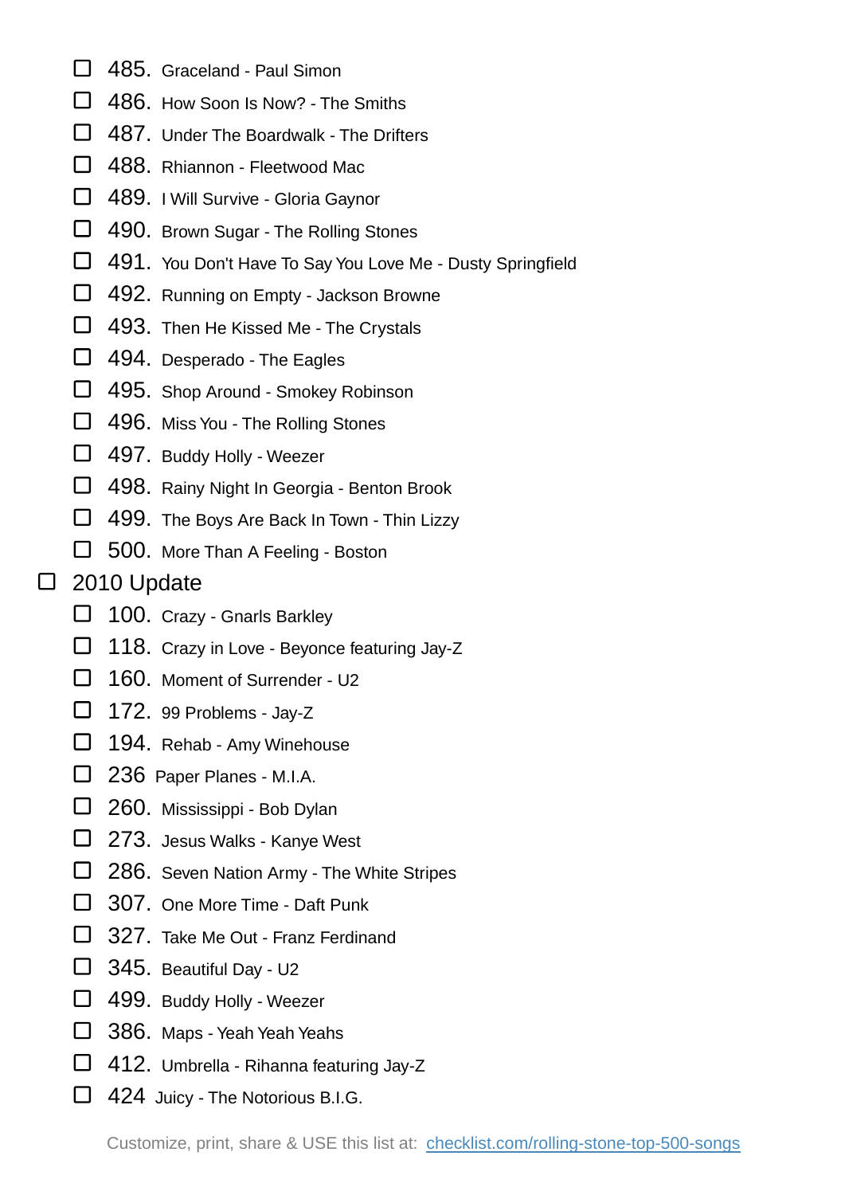- [ ] 485. Graceland - Paul Simon
- [ ] 486. How Soon Is Now? - The Smiths
- [ ] 487. Under The Boardwalk - The Drifters
- [ ] 488. Rhiannon - Fleetwood Mac
- [ ] 489. I Will Survive - Gloria Gaynor
- [ ] 490. Brown Sugar - The Rolling Stones
- [ ] 491. You Don't Have To Say You Love Me - Dusty Springfield
- [ ] 492. Running on Empty - Jackson Browne
- [ ] 493. Then He Kissed Me - The Crystals
- [ ] 494. Desperado - The Eagles
- [ ] 495. Shop Around - Smokey Robinson
- [ ] 496. Miss You - The Rolling Stones
- [ ] 497. Buddy Holly - Weezer
- [ ] 498. Rainy Night In Georgia - Benton Brook
- [ ] 499. The Boys Are Back In Town - Thin Lizzy
- [ ] 500. More Than A Feeling - Boston

- [ ] 2010 Update
  - [ ] 100. Crazy - Gnarls Barkley
  - [ ] 118. Crazy in Love - Beyonce featuring Jay-Z
  - [ ] 160. Moment of Surrender - U2
  - [ ] 172. 99 Problems - Jay-Z
  - [ ] 194. Rehab - Amy Winehouse
  - [ ] 236 Paper Planes - M.I.A.
  - [ ] 260. Mississippi - Bob Dylan
  - [ ] 273. Jesus Walks - Kanye West
  - [ ] 286. Seven Nation Army - The White Stripes
  - [ ] 307. One More Time - Daft Punk
  - [ ] 327. Take Me Out - Franz Ferdinand
  - [ ] 345. Beautiful Day - U2
  - [ ] 499. Buddy Holly - Weezer
  - [ ] 386. Maps - Yeah Yeah Yeahs
  - [ ] 412. Umbrella - Rihanna featuring Jay-Z
  - [ ] 424 Juicy - The Notorious B.I.G.

Customize, print, share & USE this list at: [checklist.com/rolling-stone-top-500-songs](checklist.com/rolling-stone-top-500-songs)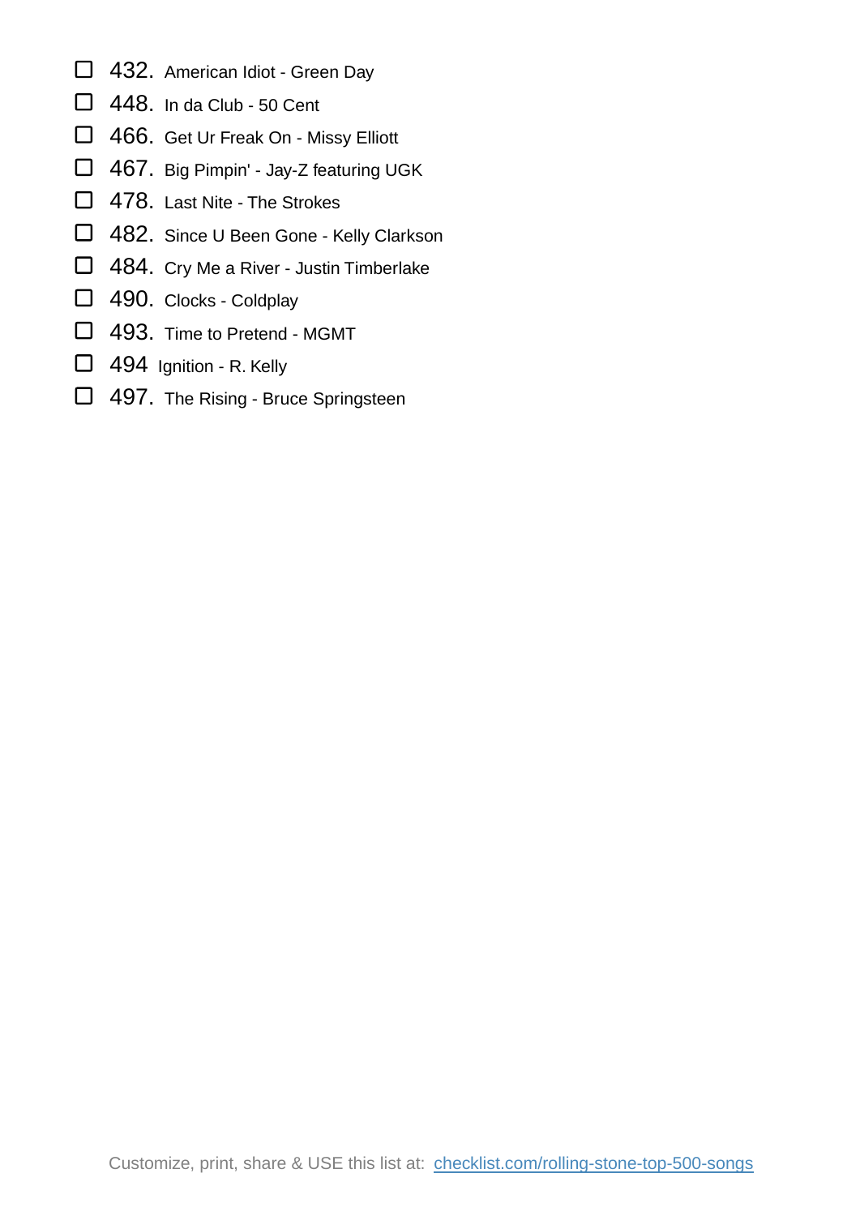- ☐ 432. American Idiot - Green Day
- ☐ 448. In da Club - 50 Cent
- ☐ 466. Get Ur Freak On - Missy Elliott
- ☐ 467. Big Pimpin' - Jay-Z featuring UGK
- ☐ 478. Last Nite - The Strokes
- ☐ 482. Since U Been Gone - Kelly Clarkson
- ☐ 484. Cry Me a River - Justin Timberlake
- ☐ 490. Clocks - Coldplay
- ☐ 493. Time to Pretend - MGMT
- ☐ 494 Ignition - R. Kelly
- ☐ 497. The Rising - Bruce Springsteen

Customize, print, share & USE this list at: checklist.com/rolling-stone-top-500-songs